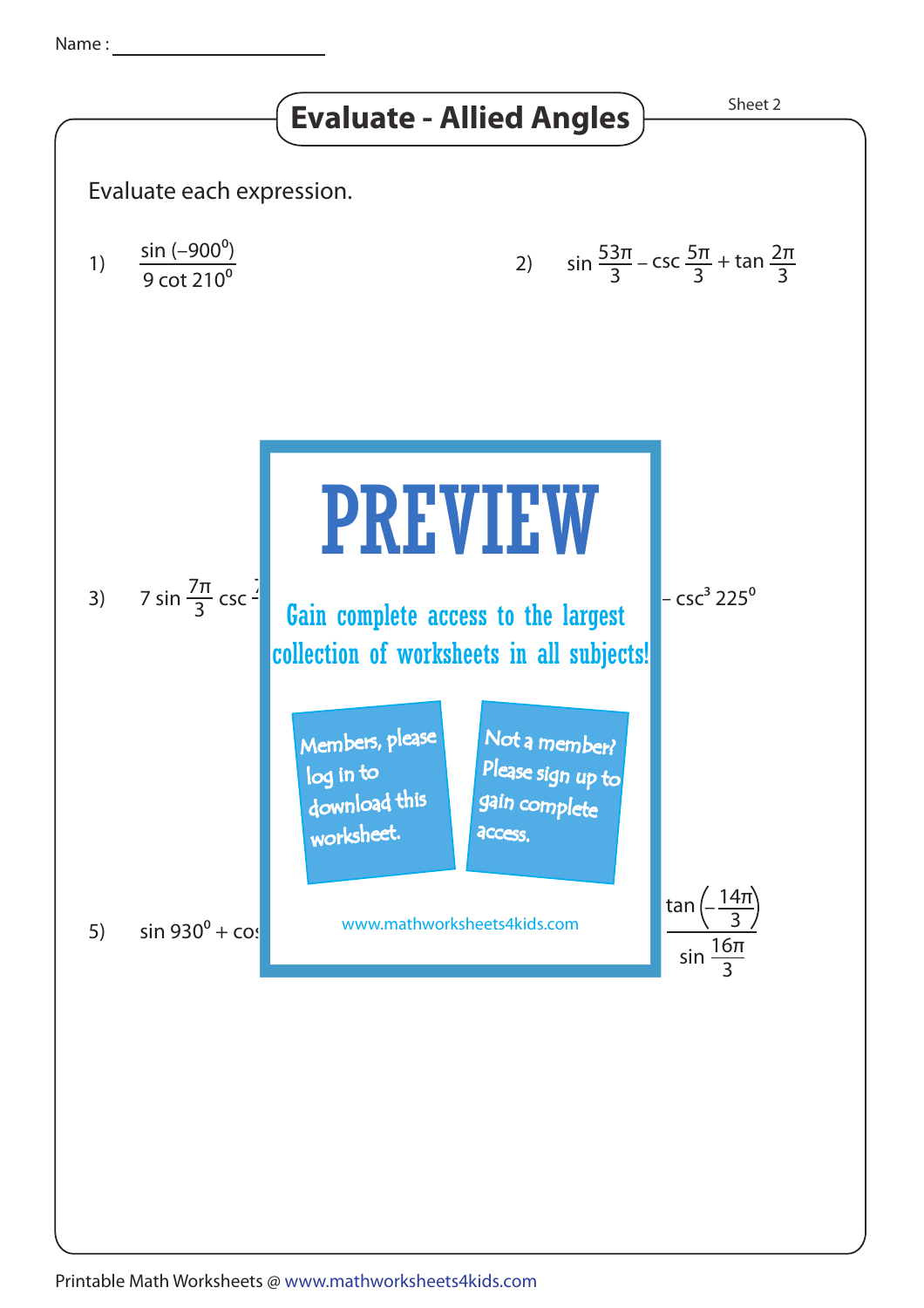Name : ____________________

# Evaluate - Allied Angles

Sheet 2

Evaluate each expression.

1) $\dfrac{\sin(-900^0)}{9\cot 210^0}$

2) $\sin\dfrac{53\pi}{3} - \csc\dfrac{5\pi}{3} + \tan\dfrac{2\pi}{3}$

3) $7\sin\dfrac{7\pi}{3}\csc$ ...

4) ... $-\csc^3 225^0$

**PREVIEW**

Gain complete access to the largest collection of worksheets in all subjects!

Members, please log in to download this worksheet.

Not a member? Please sign up to gain complete access.

www.mathworksheets4kids.com

5) $\sin 930^0 + \cos$ ...

6) ... $\dfrac{\tan\left(-\dfrac{14\pi}{3}\right)}{\sin\dfrac{16\pi}{3}}$

Printable Math Worksheets @ www.mathworksheets4kids.com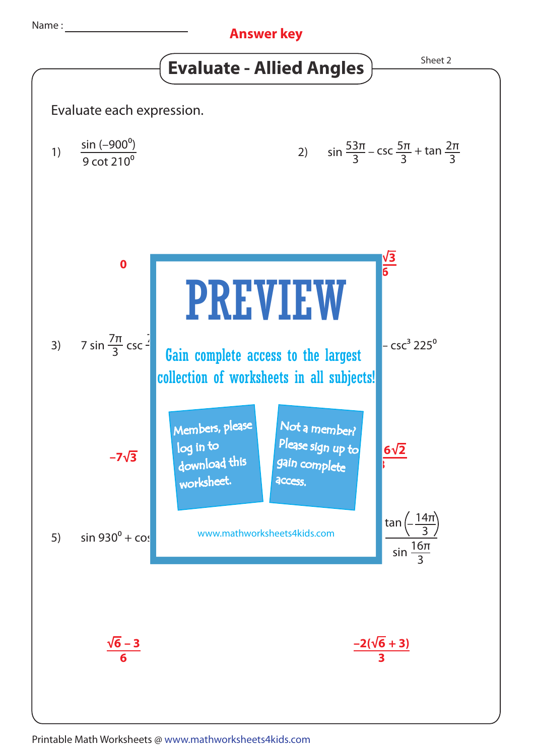Name : ____________________

**Answer key**

# Evaluate - Allied Angles

Sheet 2

Evaluate each expression.

1) $\dfrac{\sin(-900^0)}{9\cot 210^0}$

**0**

2) $\sin\dfrac{53\pi}{3} - \csc\dfrac{5\pi}{3} + \tan\dfrac{2\pi}{3}$

**$\dfrac{\sqrt{3}}{6}$**

3) $7\sin\dfrac{7\pi}{3}\csc$ ...

**$-7\sqrt{3}$**

... $-\csc^3 225^0$

**$6\sqrt{2}$**

5) $\sin 930^0 + \cos$ ...

**$\dfrac{\sqrt{6}-3}{6}$**

... $\dfrac{\tan\left(-\dfrac{14\pi}{3}\right)}{\sin\dfrac{16\pi}{3}}$

**$\dfrac{-2(\sqrt{6}+3)}{3}$**

PREVIEW

Gain complete access to the largest collection of worksheets in all subjects!

Members, please log in to download this worksheet.

Not a member? Please sign up to gain complete access.

www.mathworksheets4kids.com